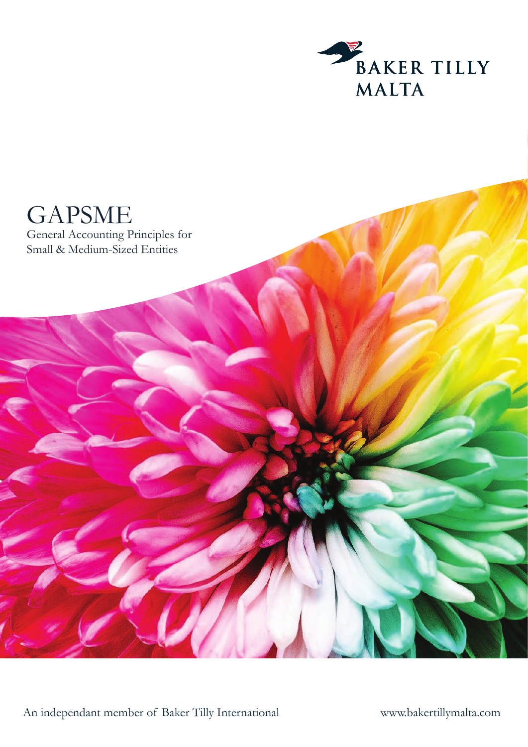BAKER TILLY MALTA

# GAPSME

General Accounting Principles for Small & Medium-Sized Entities

An independant member of Baker Tilly International

www.bakertillymalta.com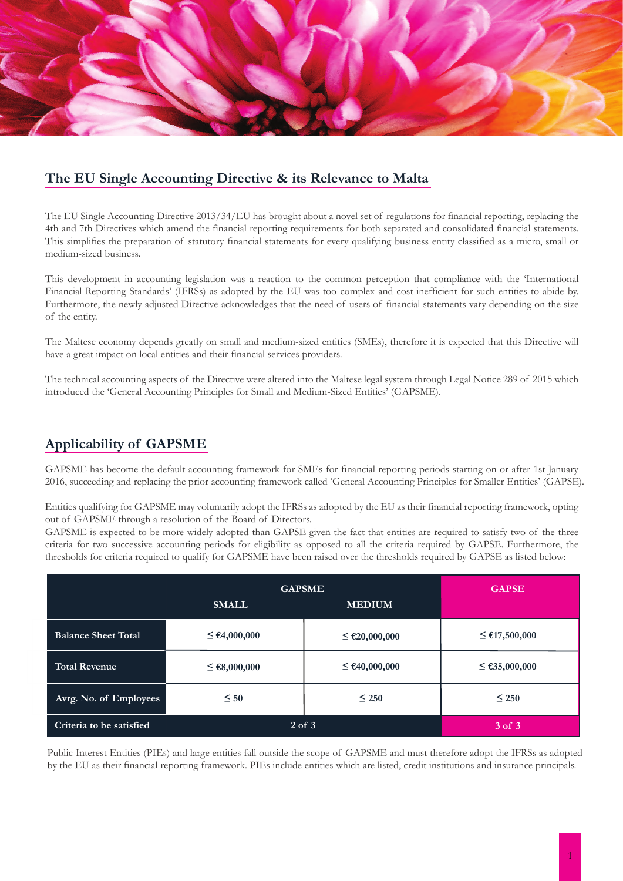## The EU Single Accounting Directive & its Relevance to Malta

The EU Single Accounting Directive 2013/34/EU has brought about a novel set of regulations for financial reporting, replacing the 4th and 7th Directives which amend the financial reporting requirements for both separated and consolidated financial statements. This simplifies the preparation of statutory financial statements for every qualifying business entity classified as a micro, small or medium-sized business.

This development in accounting legislation was a reaction to the common perception that compliance with the 'International Financial Reporting Standards' (IFRSs) as adopted by the EU was too complex and cost-inefficient for such entities to abide by. Furthermore, the newly adjusted Directive acknowledges that the need of users of financial statements vary depending on the size of the entity.

The Maltese economy depends greatly on small and medium-sized entities (SMEs), therefore it is expected that this Directive will have a great impact on local entities and their financial services providers.

The technical accounting aspects of the Directive were altered into the Maltese legal system through Legal Notice 289 of 2015 which introduced the 'General Accounting Principles for Small and Medium-Sized Entities' (GAPSME).

## Applicability of GAPSME

GAPSME has become the default accounting framework for SMEs for financial reporting periods starting on or after 1st January 2016, succeeding and replacing the prior accounting framework called 'General Accounting Principles for Smaller Entities' (GAPSE).

Entities qualifying for GAPSME may voluntarily adopt the IFRSs as adopted by the EU as their financial reporting framework, opting out of GAPSME through a resolution of the Board of Directors.

GAPSME is expected to be more widely adopted than GAPSE given the fact that entities are required to satisfy two of the three criteria for two successive accounting periods for eligibility as opposed to all the criteria required by GAPSE. Furthermore, the thresholds for criteria required to qualify for GAPSME have been raised over the thresholds required by GAPSE as listed below:

| | GAPSME | | GAPSE |
|---|---|---|---|
| | SMALL | MEDIUM | |
| Balance Sheet Total | ≤ €4,000,000 | ≤ €20,000,000 | ≤ €17,500,000 |
| Total Revenue | ≤ €8,000,000 | ≤ €40,000,000 | ≤ €35,000,000 |
| Avrg. No. of Employees | ≤ 50 | ≤ 250 | ≤ 250 |
| Criteria to be satisfied | 2 of 3 | | 3 of 3 |

Public Interest Entities (PIEs) and large entities fall outside the scope of GAPSME and must therefore adopt the IFRSs as adopted by the EU as their financial reporting framework. PIEs include entities which are listed, credit institutions and insurance principals.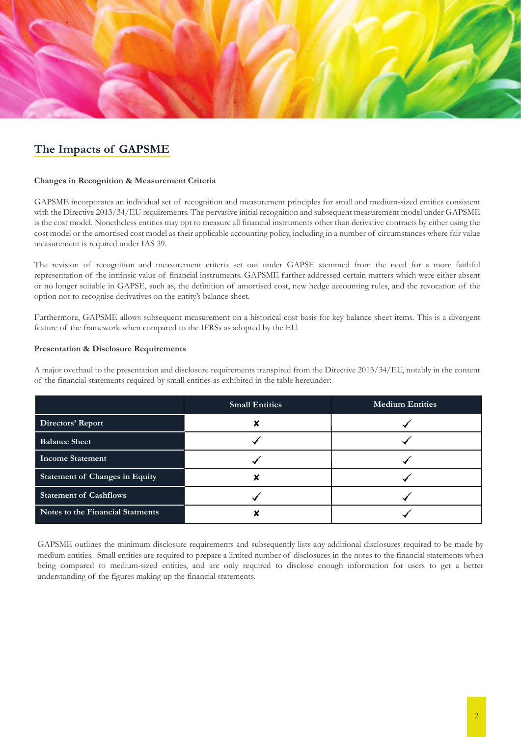## The Impacts of GAPSME

**Changes in Recognition & Measurement Criteria**

GAPSME incorporates an individual set of recognition and measurement principles for small and medium-sized entities consistent with the Directive 2013/34/EU requirements. The pervasive initial recognition and subsequent measurement model under GAPSME is the cost model. Nonetheless entities may opt to measure all financial instruments other than derivative contracts by either using the cost model or the amortised cost model as their applicable accounting policy, including in a number of circumstances where fair value measurement is required under IAS 39.

The revision of recognition and measurement criteria set out under GAPSE stemmed from the need for a more faithful representation of the intrinsic value of financial instruments. GAPSME further addressed certain matters which were either absent or no longer suitable in GAPSE, such as, the definition of amortised cost, new hedge accounting rules, and the revocation of the option not to recognise derivatives on the entity's balance sheet.

Furthermore, GAPSME allows subsequent measurement on a historical cost basis for key balance sheet items. This is a divergent feature of the framework when compared to the IFRSs as adopted by the EU.

**Presentation & Disclosure Requirements**

A major overhaul to the presentation and disclosure requirements transpired from the Directive 2013/34/EU, notably in the content of the financial statements required by small entities as exhibited in the table hereunder:

| | Small Entities | Medium Entities |
|---|---|---|
| Directors' Report | ✘ | ✓ |
| Balance Sheet | ✓ | ✓ |
| Income Statement | ✓ | ✓ |
| Statement of Changes in Equity | ✘ | ✓ |
| Statement of Cashflows | ✓ | ✓ |
| Notes to the Financial Statments | ✘ | ✓ |

GAPSME outlines the minimum disclosure requirements and subsequently lists any additional disclosures required to be made by medium entities. Small entities are required to prepare a limited number of disclosures in the notes to the financial statements when being compared to medium-sized entities, and are only required to disclose enough information for users to get a better understanding of the figures making up the financial statements.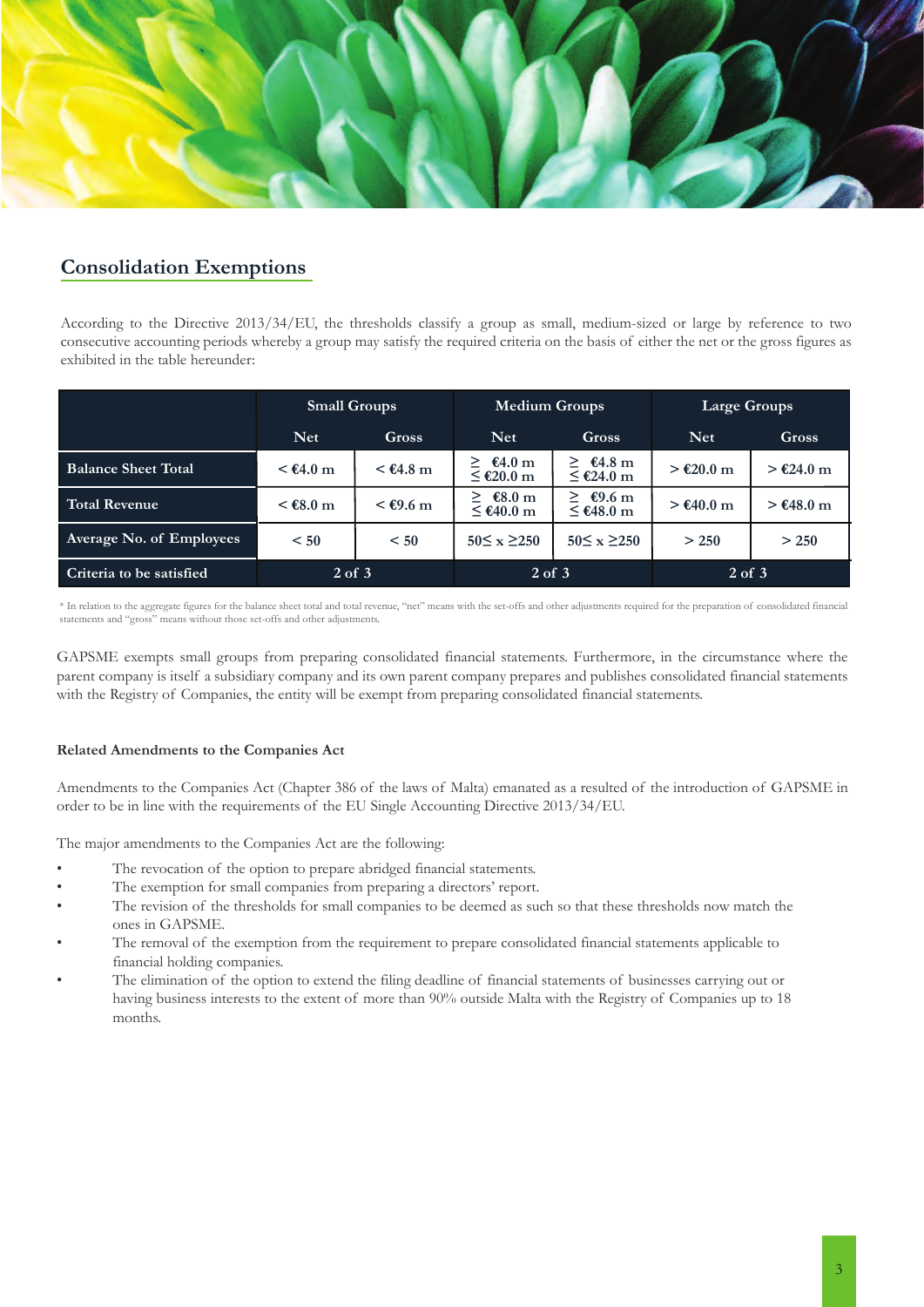## Consolidation Exemptions

According to the Directive 2013/34/EU, the thresholds classify a group as small, medium-sized or large by reference to two consecutive accounting periods whereby a group may satisfy the required criteria on the basis of either the net or the gross figures as exhibited in the table hereunder:

| | Small Groups | | Medium Groups | | Large Groups | |
|---|---|---|---|---|---|---|
| | Net | Gross | Net | Gross | Net | Gross |
| **Balance Sheet Total** | < €4.0 m | < €4.8 m | ≥ €4.0 m ≤ €20.0 m | ≥ €4.8 m ≤ €24.0 m | > €20.0 m | > €24.0 m |
| **Total Revenue** | < €8.0 m | < €9.6 m | ≥ €8.0 m ≤ €40.0 m | ≥ €9.6 m ≤ €48.0 m | > €40.0 m | > €48.0 m |
| **Average No. of Employees** | < 50 | < 50 | 50≤ x ≥250 | 50≤ x ≥250 | > 250 | > 250 |
| **Criteria to be satisfied** | 2 of 3 | | 2 of 3 | | 2 of 3 | |

* In relation to the aggregate figures for the balance sheet total and total revenue, "net" means with the set-offs and other adjustments required for the preparation of consolidated financial statements and "gross" means without those set-offs and other adjustments.

GAPSME exempts small groups from preparing consolidated financial statements. Furthermore, in the circumstance where the parent company is itself a subsidiary company and its own parent company prepares and publishes consolidated financial statements with the Registry of Companies, the entity will be exempt from preparing consolidated financial statements.

#### Related Amendments to the Companies Act

Amendments to the Companies Act (Chapter 386 of the laws of Malta) emanated as a resulted of the introduction of GAPSME in order to be in line with the requirements of the EU Single Accounting Directive 2013/34/EU.

The major amendments to the Companies Act are the following:

- The revocation of the option to prepare abridged financial statements.
- The exemption for small companies from preparing a directors' report.
- The revision of the thresholds for small companies to be deemed as such so that these thresholds now match the ones in GAPSME.
- The removal of the exemption from the requirement to prepare consolidated financial statements applicable to financial holding companies.
- The elimination of the option to extend the filing deadline of financial statements of businesses carrying out or having business interests to the extent of more than 90% outside Malta with the Registry of Companies up to 18 months.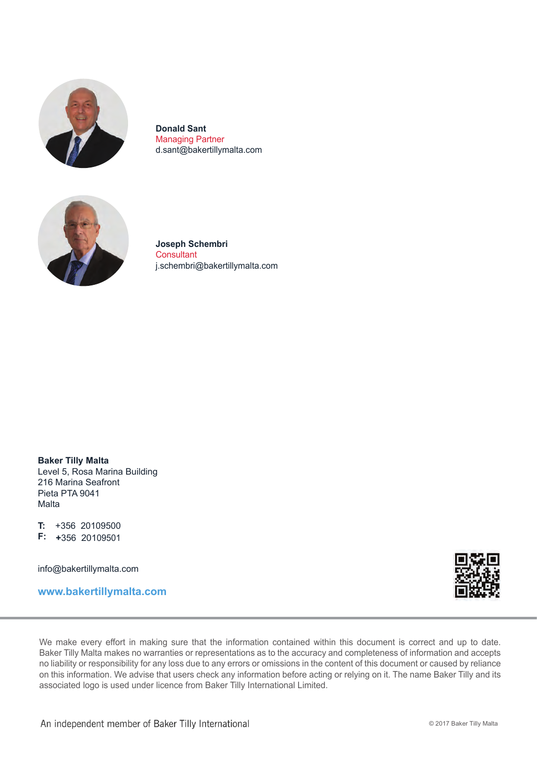**Donald Sant**
Managing Partner
d.sant@bakertillymalta.com

**Joseph Schembri**
Consultant
j.schembri@bakertillymalta.com

**Baker Tilly Malta**
Level 5, Rosa Marina Building
216 Marina Seafront
Pieta PTA 9041
Malta

**T:** +356 20109500
**F:** +356 20109501

info@bakertillymalta.com

**www.bakertillymalta.com**

We make every effort in making sure that the information contained within this document is correct and up to date. Baker Tilly Malta makes no warranties or representations as to the accuracy and completeness of information and accepts no liability or responsibility for any loss due to any errors or omissions in the content of this document or caused by reliance on this information. We advise that users check any information before acting or relying on it. The name Baker Tilly and its associated logo is used under licence from Baker Tilly International Limited.

An independent member of Baker Tilly International

© 2017 Baker Tilly Malta